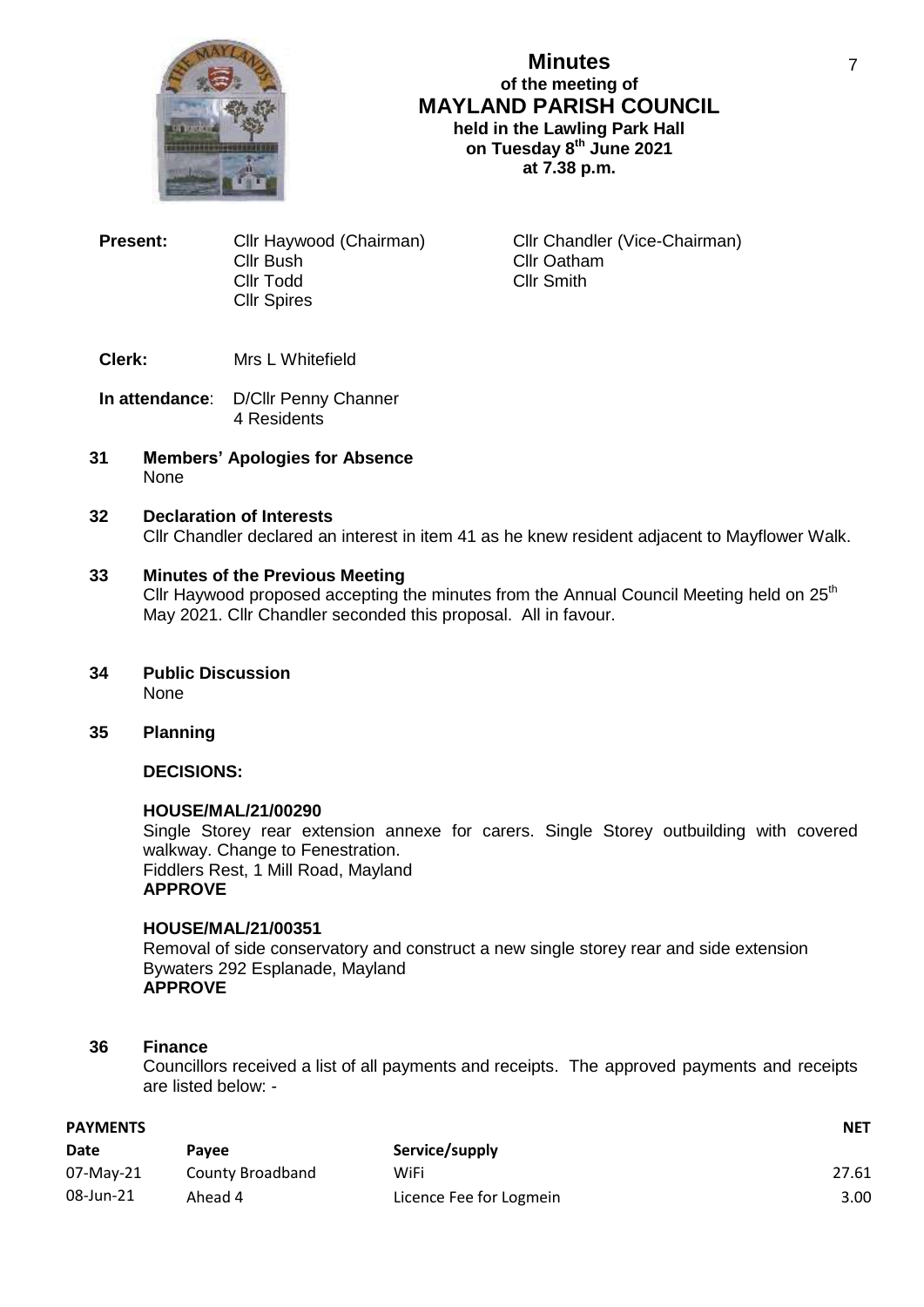# Minutes
## of the meeting of
## MAYLAND PARISH COUNCIL
**held in the Lawling Park Hall**
**on Tuesday 8th June 2021**
**at 7.38 p.m.**

**Present:** Cllr Haywood (Chairman), Cllr Chandler (Vice-Chairman), Cllr Bush, Cllr Oatham, Cllr Todd, Cllr Smith, Cllr Spires

**Clerk:** Mrs L Whitefield

**In attendance**: D/Cllr Penny Channer
4 Residents

### 31 Members' Apologies for Absence
None

### 32 Declaration of Interests
Cllr Chandler declared an interest in item 41 as he knew resident adjacent to Mayflower Walk.

### 33 Minutes of the Previous Meeting
Cllr Haywood proposed accepting the minutes from the Annual Council Meeting held on 25th May 2021. Cllr Chandler seconded this proposal. All in favour.

### 34 Public Discussion
None

### 35 Planning

**DECISIONS:**

**HOUSE/MAL/21/00290**
Single Storey rear extension annexe for carers. Single Storey outbuilding with covered walkway. Change to Fenestration.
Fiddlers Rest, 1 Mill Road, Mayland
**APPROVE**

**HOUSE/MAL/21/00351**
Removal of side conservatory and construct a new single storey rear and side extension
Bywaters 292 Esplanade, Mayland
**APPROVE**

### 36 Finance
Councillors received a list of all payments and receipts. The approved payments and receipts are listed below: -

**PAYMENTS**

| Date | Payee | Service/supply | NET |
|---|---|---|---|
| 07-May-21 | County Broadband | WiFi | 27.61 |
| 08-Jun-21 | Ahead 4 | Licence Fee for Logmein | 3.00 |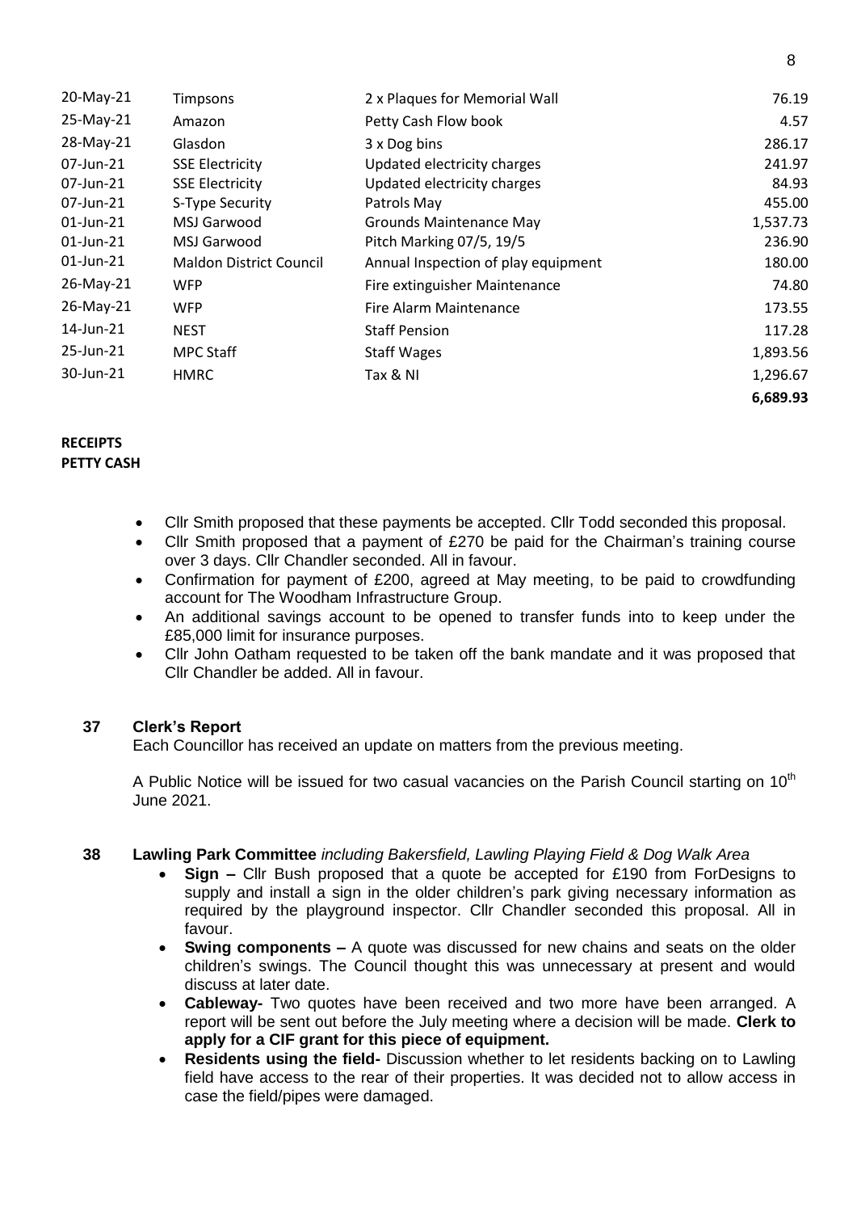| | | | |
|---|---|---|---|
| 20-May-21 | Timpsons | 2 x Plaques for Memorial Wall | 76.19 |
| 25-May-21 | Amazon | Petty Cash Flow book | 4.57 |
| 28-May-21 | Glasdon | 3 x Dog bins | 286.17 |
| 07-Jun-21 | SSE Electricity | Updated electricity charges | 241.97 |
| 07-Jun-21 | SSE Electricity | Updated electricity charges | 84.93 |
| 07-Jun-21 | S-Type Security | Patrols May | 455.00 |
| 01-Jun-21 | MSJ Garwood | Grounds Maintenance May | 1,537.73 |
| 01-Jun-21 | MSJ Garwood | Pitch Marking 07/5, 19/5 | 236.90 |
| 01-Jun-21 | Maldon District Council | Annual Inspection of play equipment | 180.00 |
| 26-May-21 | WFP | Fire extinguisher Maintenance | 74.80 |
| 26-May-21 | WFP | Fire Alarm Maintenance | 173.55 |
| 14-Jun-21 | NEST | Staff Pension | 117.28 |
| 25-Jun-21 | MPC Staff | Staff Wages | 1,893.56 |
| 30-Jun-21 | HMRC | Tax & NI | 1,296.67 |
| | | | **6,689.93** |

**RECEIPTS**
**PETTY CASH**

- Cllr Smith proposed that these payments be accepted. Cllr Todd seconded this proposal.
- Cllr Smith proposed that a payment of £270 be paid for the Chairman's training course over 3 days. Cllr Chandler seconded. All in favour.
- Confirmation for payment of £200, agreed at May meeting, to be paid to crowdfunding account for The Woodham Infrastructure Group.
- An additional savings account to be opened to transfer funds into to keep under the £85,000 limit for insurance purposes.
- Cllr John Oatham requested to be taken off the bank mandate and it was proposed that Cllr Chandler be added. All in favour.

**37 Clerk's Report**

Each Councillor has received an update on matters from the previous meeting.

A Public Notice will be issued for two casual vacancies on the Parish Council starting on 10th June 2021.

**38 Lawling Park Committee** *including Bakersfield, Lawling Playing Field & Dog Walk Area*

- **Sign –** Cllr Bush proposed that a quote be accepted for £190 from ForDesigns to supply and install a sign in the older children's park giving necessary information as required by the playground inspector. Cllr Chandler seconded this proposal. All in favour.
- **Swing components –** A quote was discussed for new chains and seats on the older children's swings. The Council thought this was unnecessary at present and would discuss at later date.
- **Cableway-** Two quotes have been received and two more have been arranged. A report will be sent out before the July meeting where a decision will be made. **Clerk to apply for a CIF grant for this piece of equipment.**
- **Residents using the field-** Discussion whether to let residents backing on to Lawling field have access to the rear of their properties. It was decided not to allow access in case the field/pipes were damaged.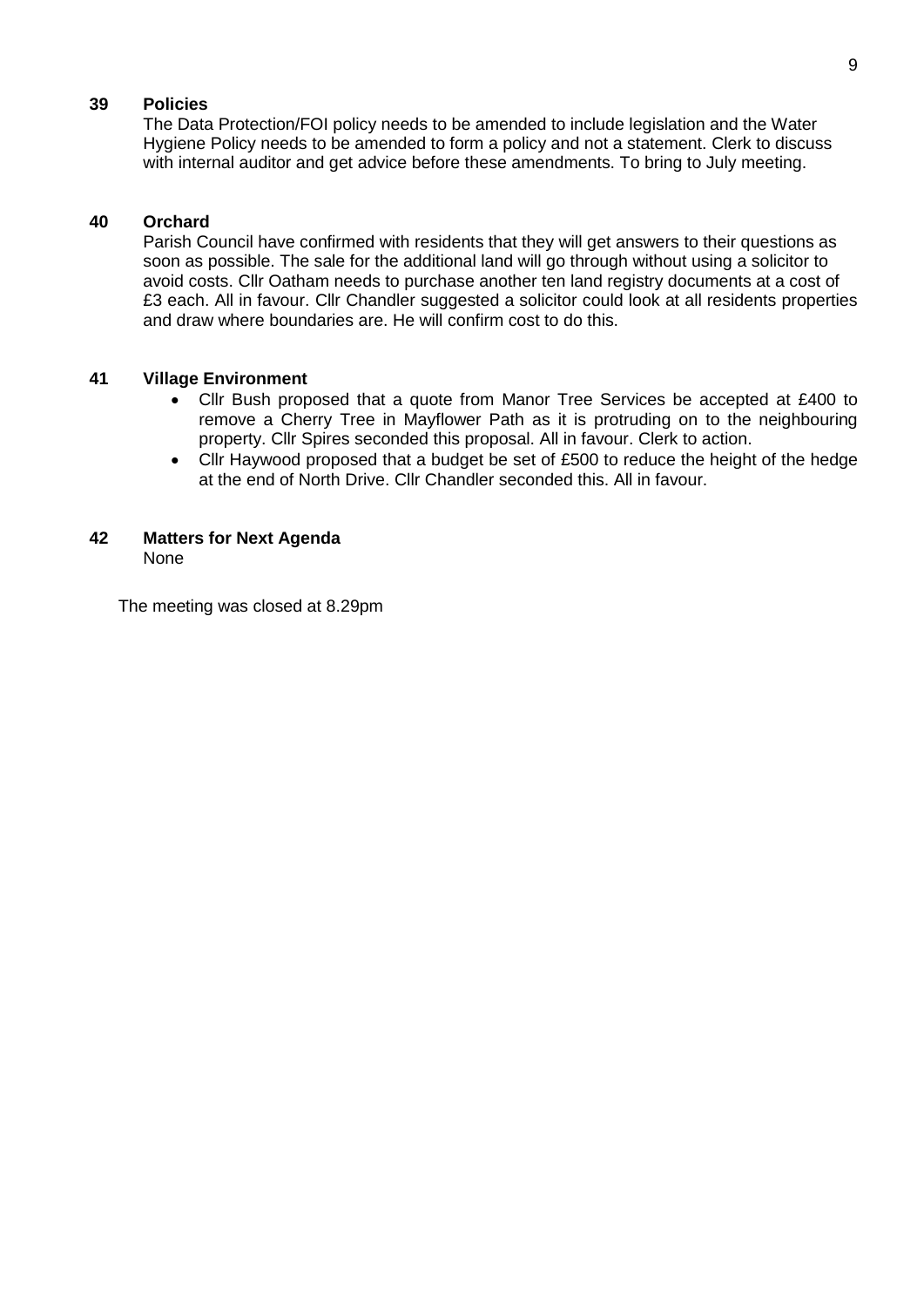**39 Policies**

The Data Protection/FOI policy needs to be amended to include legislation and the Water Hygiene Policy needs to be amended to form a policy and not a statement. Clerk to discuss with internal auditor and get advice before these amendments. To bring to July meeting.

**40 Orchard**

Parish Council have confirmed with residents that they will get answers to their questions as soon as possible. The sale for the additional land will go through without using a solicitor to avoid costs. Cllr Oatham needs to purchase another ten land registry documents at a cost of £3 each. All in favour. Cllr Chandler suggested a solicitor could look at all residents properties and draw where boundaries are. He will confirm cost to do this.

**41 Village Environment**

- Cllr Bush proposed that a quote from Manor Tree Services be accepted at £400 to remove a Cherry Tree in Mayflower Path as it is protruding on to the neighbouring property. Cllr Spires seconded this proposal. All in favour. Clerk to action.
- Cllr Haywood proposed that a budget be set of £500 to reduce the height of the hedge at the end of North Drive. Cllr Chandler seconded this. All in favour.

**42 Matters for Next Agenda**

None

The meeting was closed at 8.29pm